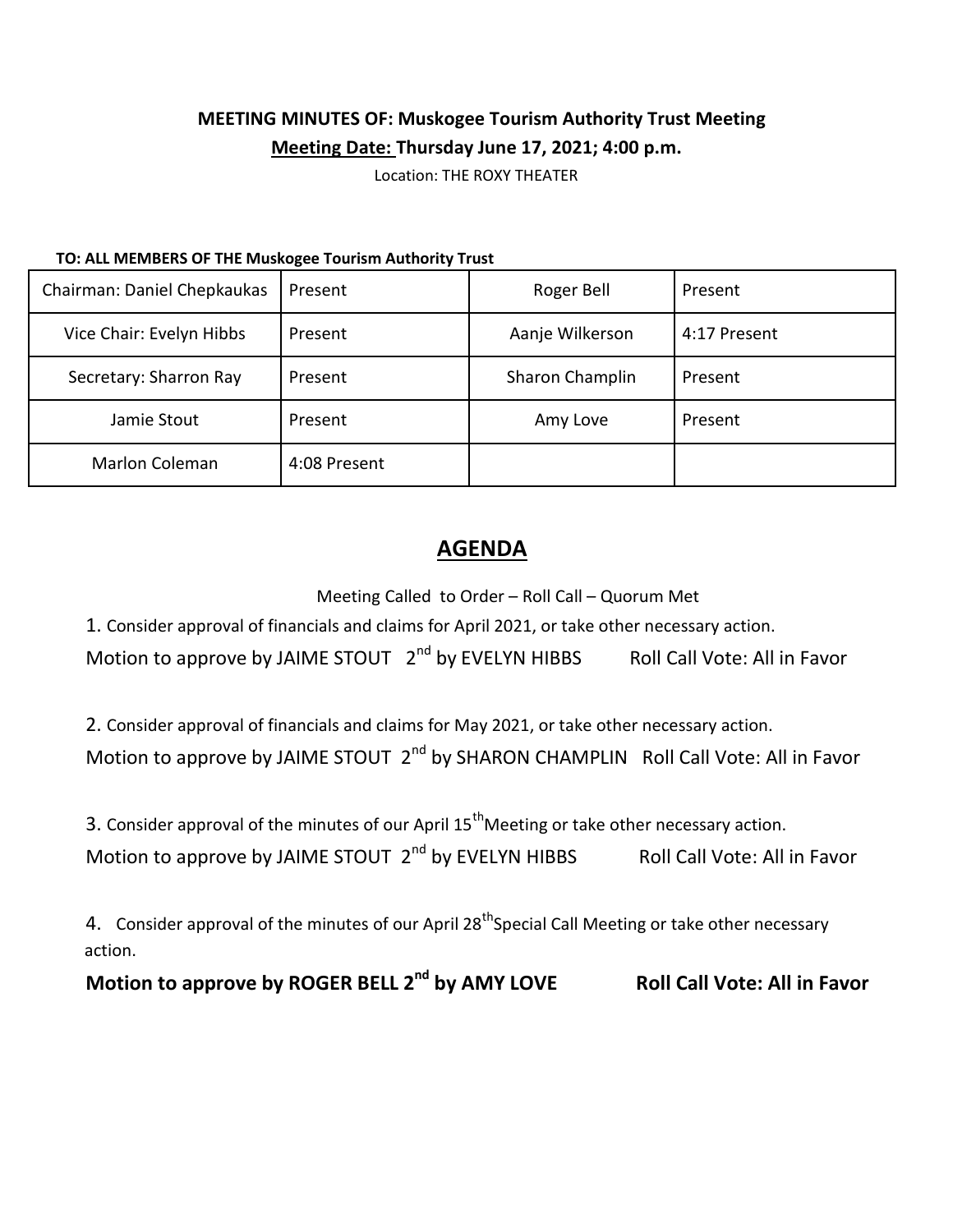**MEETING MINUTES OF: Muskogee Tourism Authority Trust Meeting**

**Meeting Date: Thursday June 17, 2021; 4:00 p.m.**

Location: THE ROXY THEATER

**TO: ALL MEMBERS OF THE Muskogee Tourism Authority Trust**

| | | | |
|---|---|---|---|
| Chairman: Daniel Chepkaukas | Present | Roger Bell | Present |
| Vice Chair: Evelyn Hibbs | Present | Aanje Wilkerson | 4:17 Present |
| Secretary: Sharron Ray | Present | Sharon Champlin | Present |
| Jamie Stout | Present | Amy Love | Present |
| Marlon Coleman | 4:08 Present | | |

## AGENDA

Meeting Called to Order – Roll Call – Quorum Met

1. Consider approval of financials and claims for April 2021, or take other necessary action.
Motion to approve by JAIME STOUT 2nd by EVELYN HIBBS Roll Call Vote: All in Favor

2. Consider approval of financials and claims for May 2021, or take other necessary action.
Motion to approve by JAIME STOUT 2nd by SHARON CHAMPLIN Roll Call Vote: All in Favor

3. Consider approval of the minutes of our April 15th Meeting or take other necessary action.
Motion to approve by JAIME STOUT 2nd by EVELYN HIBBS Roll Call Vote: All in Favor

4. Consider approval of the minutes of our April 28th Special Call Meeting or take other necessary action.
**Motion to approve by ROGER BELL 2nd by AMY LOVE Roll Call Vote: All in Favor**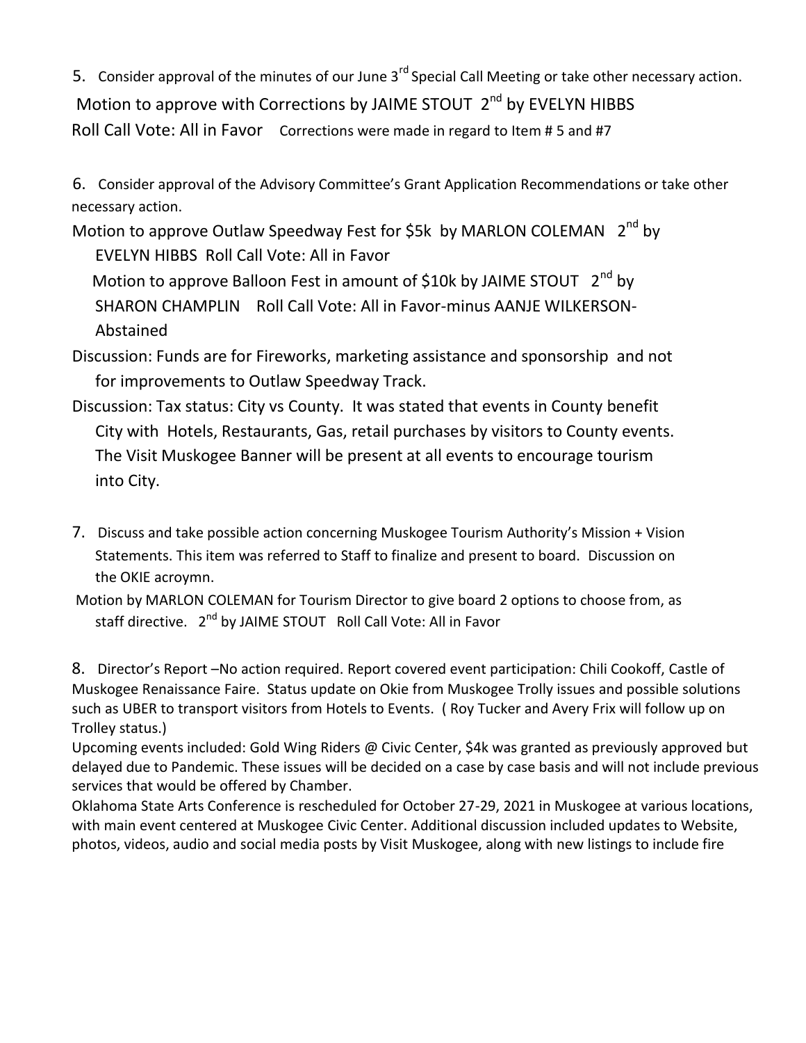5. Consider approval of the minutes of our June 3rd Special Call Meeting or take other necessary action.

Motion to approve with Corrections by JAIME STOUT 2nd by EVELYN HIBBS

Roll Call Vote: All in Favor Corrections were made in regard to Item # 5 and #7

6. Consider approval of the Advisory Committee's Grant Application Recommendations or take other necessary action.

Motion to approve Outlaw Speedway Fest for $5k by MARLON COLEMAN 2nd by EVELYN HIBBS Roll Call Vote: All in Favor

Motion to approve Balloon Fest in amount of $10k by JAIME STOUT 2nd by SHARON CHAMPLIN Roll Call Vote: All in Favor-minus AANJE WILKERSON-Abstained

Discussion: Funds are for Fireworks, marketing assistance and sponsorship and not for improvements to Outlaw Speedway Track.

Discussion: Tax status: City vs County. It was stated that events in County benefit City with Hotels, Restaurants, Gas, retail purchases by visitors to County events. The Visit Muskogee Banner will be present at all events to encourage tourism into City.

7. Discuss and take possible action concerning Muskogee Tourism Authority's Mission + Vision Statements. This item was referred to Staff to finalize and present to board. Discussion on the OKIE acroymn.

Motion by MARLON COLEMAN for Tourism Director to give board 2 options to choose from, as staff directive. 2nd by JAIME STOUT Roll Call Vote: All in Favor

8. Director's Report –No action required. Report covered event participation: Chili Cookoff, Castle of Muskogee Renaissance Faire. Status update on Okie from Muskogee Trolly issues and possible solutions such as UBER to transport visitors from Hotels to Events. ( Roy Tucker and Avery Frix will follow up on Trolley status.)

Upcoming events included: Gold Wing Riders @ Civic Center, $4k was granted as previously approved but delayed due to Pandemic. These issues will be decided on a case by case basis and will not include previous services that would be offered by Chamber.

Oklahoma State Arts Conference is rescheduled for October 27-29, 2021 in Muskogee at various locations, with main event centered at Muskogee Civic Center. Additional discussion included updates to Website, photos, videos, audio and social media posts by Visit Muskogee, along with new listings to include fire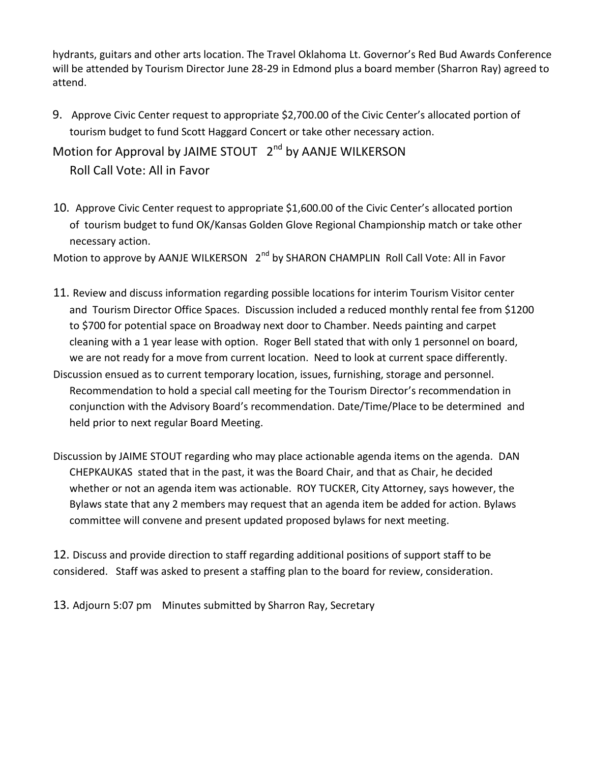hydrants, guitars and other arts location. The Travel Oklahoma Lt. Governor's Red Bud Awards Conference will be attended by Tourism Director June 28-29 in Edmond plus a board member (Sharron Ray) agreed to attend.

9. Approve Civic Center request to appropriate $2,700.00 of the Civic Center's allocated portion of tourism budget to fund Scott Haggard Concert or take other necessary action.

Motion for Approval by JAIME STOUT 2nd by AANJE WILKERSON
Roll Call Vote: All in Favor

10. Approve Civic Center request to appropriate $1,600.00 of the Civic Center's allocated portion of tourism budget to fund OK/Kansas Golden Glove Regional Championship match or take other necessary action.

Motion to approve by AANJE WILKERSON 2nd by SHARON CHAMPLIN Roll Call Vote: All in Favor

11. Review and discuss information regarding possible locations for interim Tourism Visitor center and Tourism Director Office Spaces. Discussion included a reduced monthly rental fee from $1200 to $700 for potential space on Broadway next door to Chamber. Needs painting and carpet cleaning with a 1 year lease with option. Roger Bell stated that with only 1 personnel on board, we are not ready for a move from current location. Need to look at current space differently.

Discussion ensued as to current temporary location, issues, furnishing, storage and personnel. Recommendation to hold a special call meeting for the Tourism Director's recommendation in conjunction with the Advisory Board's recommendation. Date/Time/Place to be determined and held prior to next regular Board Meeting.

Discussion by JAIME STOUT regarding who may place actionable agenda items on the agenda. DAN CHEPKAUKAS stated that in the past, it was the Board Chair, and that as Chair, he decided whether or not an agenda item was actionable. ROY TUCKER, City Attorney, says however, the Bylaws state that any 2 members may request that an agenda item be added for action. Bylaws committee will convene and present updated proposed bylaws for next meeting.

12. Discuss and provide direction to staff regarding additional positions of support staff to be considered. Staff was asked to present a staffing plan to the board for review, consideration.

13. Adjourn 5:07 pm Minutes submitted by Sharron Ray, Secretary